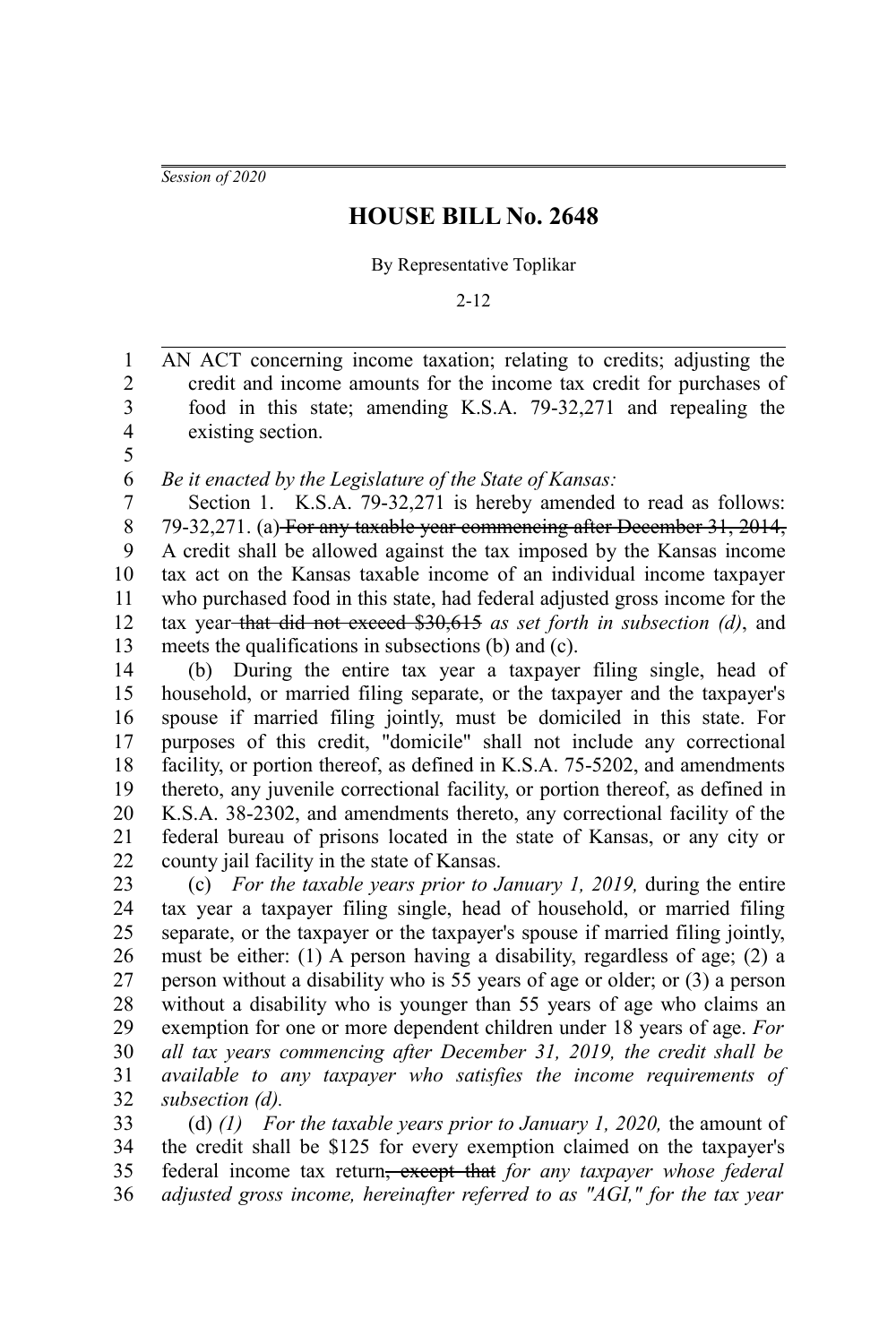*Session of 2020*

# HOUSE BILL No. 2648

By Representative Toplikar

2-12

AN ACT concerning income taxation; relating to credits; adjusting the credit and income amounts for the income tax credit for purchases of food in this state; amending K.S.A. 79-32,271 and repealing the existing section.

*Be it enacted by the Legislature of the State of Kansas:*

Section 1. K.S.A. 79-32,271 is hereby amended to read as follows: 79-32,271. (a) ~~For any taxable year commencing after December 31, 2014,~~ A credit shall be allowed against the tax imposed by the Kansas income tax act on the Kansas taxable income of an individual income taxpayer who purchased food in this state, had federal adjusted gross income for the tax year ~~that did not exceed \$30,615~~ *as set forth in subsection (d)*, and meets the qualifications in subsections (b) and (c).

(b) During the entire tax year a taxpayer filing single, head of household, or married filing separate, or the taxpayer and the taxpayer's spouse if married filing jointly, must be domiciled in this state. For purposes of this credit, "domicile" shall not include any correctional facility, or portion thereof, as defined in K.S.A. 75-5202, and amendments thereto, any juvenile correctional facility, or portion thereof, as defined in K.S.A. 38-2302, and amendments thereto, any correctional facility of the federal bureau of prisons located in the state of Kansas, or any city or county jail facility in the state of Kansas.

(c) *For the taxable years prior to January 1, 2019,* during the entire tax year a taxpayer filing single, head of household, or married filing separate, or the taxpayer or the taxpayer's spouse if married filing jointly, must be either: (1) A person having a disability, regardless of age; (2) a person without a disability who is 55 years of age or older; or (3) a person without a disability who is younger than 55 years of age who claims an exemption for one or more dependent children under 18 years of age. *For all tax years commencing after December 31, 2019, the credit shall be available to any taxpayer who satisfies the income requirements of subsection (d).*

(d) *(1) For the taxable years prior to January 1, 2020,* the amount of the credit shall be \$125 for every exemption claimed on the taxpayer's federal income tax return~~, except that~~ *for any taxpayer whose federal adjusted gross income, hereinafter referred to as "AGI," for the tax year*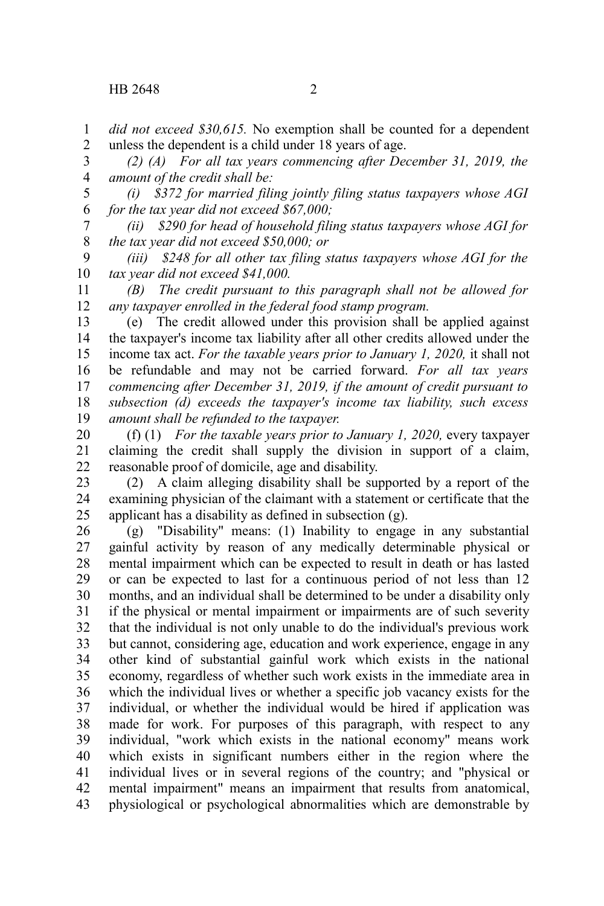*did not exceed $30,615.* No exemption shall be counted for a dependent unless the dependent is a child under 18 years of age.

*(2) (A) For all tax years commencing after December 31, 2019, the amount of the credit shall be:*

*(i) $372 for married filing jointly filing status taxpayers whose AGI for the tax year did not exceed $67,000;*

*(ii) $290 for head of household filing status taxpayers whose AGI for the tax year did not exceed $50,000; or*

*(iii) $248 for all other tax filing status taxpayers whose AGI for the tax year did not exceed $41,000.*

*(B) The credit pursuant to this paragraph shall not be allowed for any taxpayer enrolled in the federal food stamp program.*

(e) The credit allowed under this provision shall be applied against the taxpayer's income tax liability after all other credits allowed under the income tax act. *For the taxable years prior to January 1, 2020,* it shall not be refundable and may not be carried forward. *For all tax years commencing after December 31, 2019, if the amount of credit pursuant to subsection (d) exceeds the taxpayer's income tax liability, such excess amount shall be refunded to the taxpayer.*

(f) (1) *For the taxable years prior to January 1, 2020,* every taxpayer claiming the credit shall supply the division in support of a claim, reasonable proof of domicile, age and disability.

(2) A claim alleging disability shall be supported by a report of the examining physician of the claimant with a statement or certificate that the applicant has a disability as defined in subsection (g).

(g) "Disability" means: (1) Inability to engage in any substantial gainful activity by reason of any medically determinable physical or mental impairment which can be expected to result in death or has lasted or can be expected to last for a continuous period of not less than 12 months, and an individual shall be determined to be under a disability only if the physical or mental impairment or impairments are of such severity that the individual is not only unable to do the individual's previous work but cannot, considering age, education and work experience, engage in any other kind of substantial gainful work which exists in the national economy, regardless of whether such work exists in the immediate area in which the individual lives or whether a specific job vacancy exists for the individual, or whether the individual would be hired if application was made for work. For purposes of this paragraph, with respect to any individual, "work which exists in the national economy" means work which exists in significant numbers either in the region where the individual lives or in several regions of the country; and "physical or mental impairment" means an impairment that results from anatomical, physiological or psychological abnormalities which are demonstrable by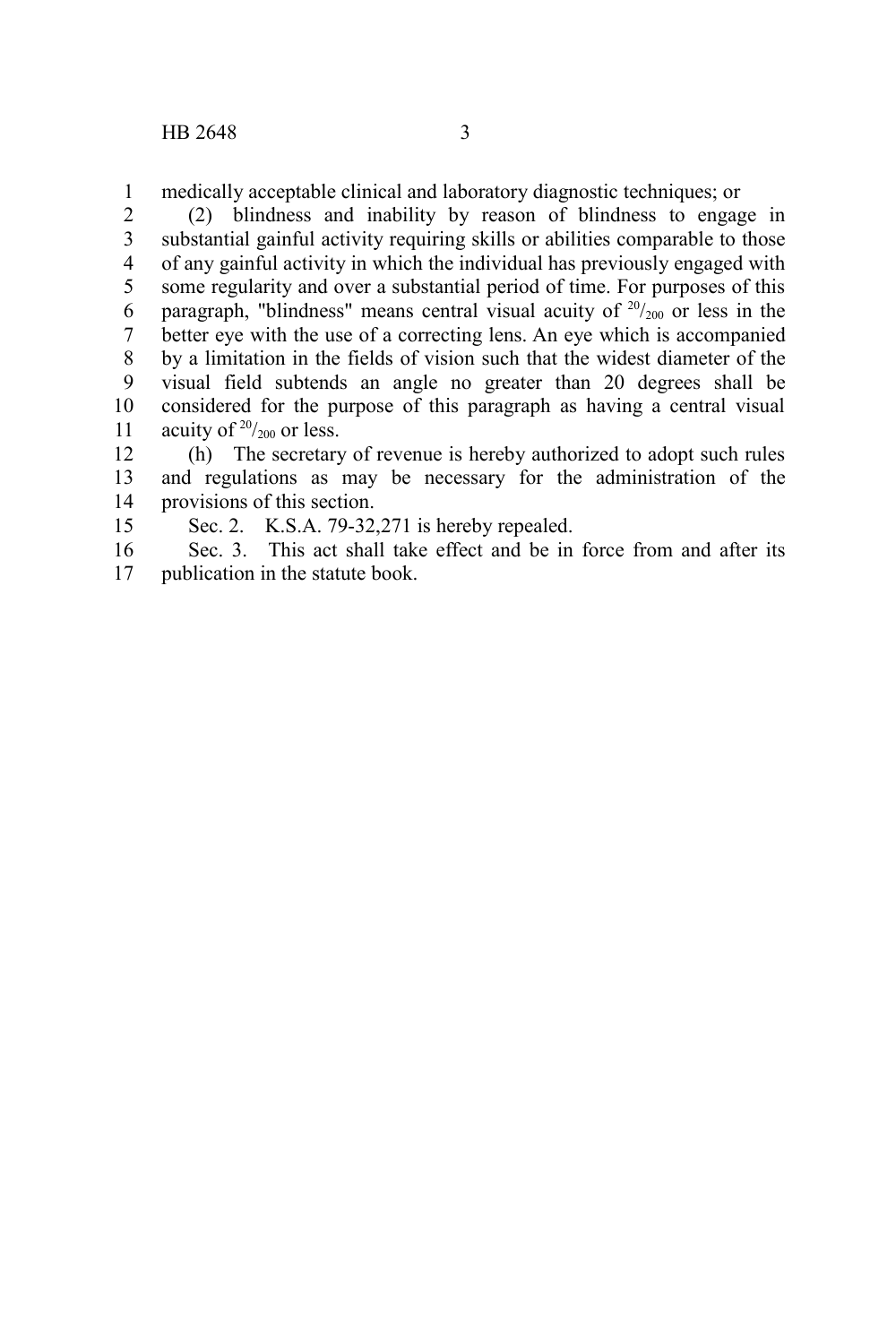medically acceptable clinical and laboratory diagnostic techniques; or

(2) blindness and inability by reason of blindness to engage in substantial gainful activity requiring skills or abilities comparable to those of any gainful activity in which the individual has previously engaged with some regularity and over a substantial period of time. For purposes of this paragraph, "blindness" means central visual acuity of $^{20}/_{200}$ or less in the better eye with the use of a correcting lens. An eye which is accompanied by a limitation in the fields of vision such that the widest diameter of the visual field subtends an angle no greater than 20 degrees shall be considered for the purpose of this paragraph as having a central visual acuity of $^{20}/_{200}$ or less.

(h) The secretary of revenue is hereby authorized to adopt such rules and regulations as may be necessary for the administration of the provisions of this section.

Sec. 2. K.S.A. 79-32,271 is hereby repealed.

Sec. 3. This act shall take effect and be in force from and after its publication in the statute book.